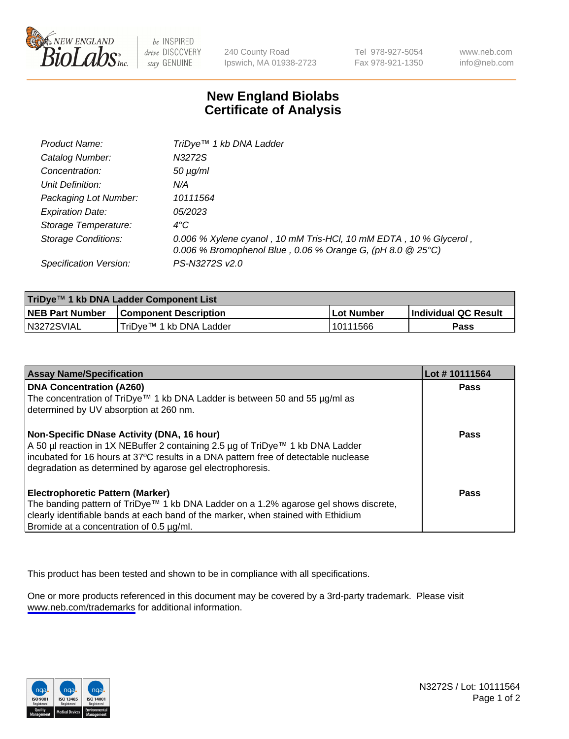# New England Biolabs Certificate of Analysis

| | |
|---|---|
| *Product Name:* | *TriDye™ 1 kb DNA Ladder* |
| *Catalog Number:* | *N3272S* |
| *Concentration:* | *50 µg/ml* |
| *Unit Definition:* | *N/A* |
| *Packaging Lot Number:* | *10111564* |
| *Expiration Date:* | *05/2023* |
| *Storage Temperature:* | *4°C* |
| *Storage Conditions:* | *0.006 % Xylene cyanol , 10 mM Tris-HCl, 10 mM EDTA , 10 % Glycerol , 0.006 % Bromophenol Blue , 0.06 % Orange G, (pH 8.0 @ 25°C)* |
| *Specification Version:* | *PS-N3272S v2.0* |

| TriDye™ 1 kb DNA Ladder Component List | | | |
|---|---|---|---|
| **NEB Part Number** | **Component Description** | **Lot Number** | **Individual QC Result** |
| N3272SVIAL | TriDye™ 1 kb DNA Ladder | 10111566 | **Pass** |

| Assay Name/Specification | Lot # 10111564 |
|---|---|
| **DNA Concentration (A260)**<br>The concentration of TriDye™ 1 kb DNA Ladder is between 50 and 55 µg/ml as determined by UV absorption at 260 nm. | **Pass** |
| **Non-Specific DNase Activity (DNA, 16 hour)**<br>A 50 µl reaction in 1X NEBuffer 2 containing 2.5 µg of TriDye™ 1 kb DNA Ladder incubated for 16 hours at 37ºC results in a DNA pattern free of detectable nuclease degradation as determined by agarose gel electrophoresis. | **Pass** |
| **Electrophoretic Pattern (Marker)**<br>The banding pattern of TriDye™ 1 kb DNA Ladder on a 1.2% agarose gel shows discrete, clearly identifiable bands at each band of the marker, when stained with Ethidium Bromide at a concentration of 0.5 µg/ml. | **Pass** |

This product has been tested and shown to be in compliance with all specifications.

One or more products referenced in this document may be covered by a 3rd-party trademark. Please visit www.neb.com/trademarks for additional information.

N3272S / Lot: 10111564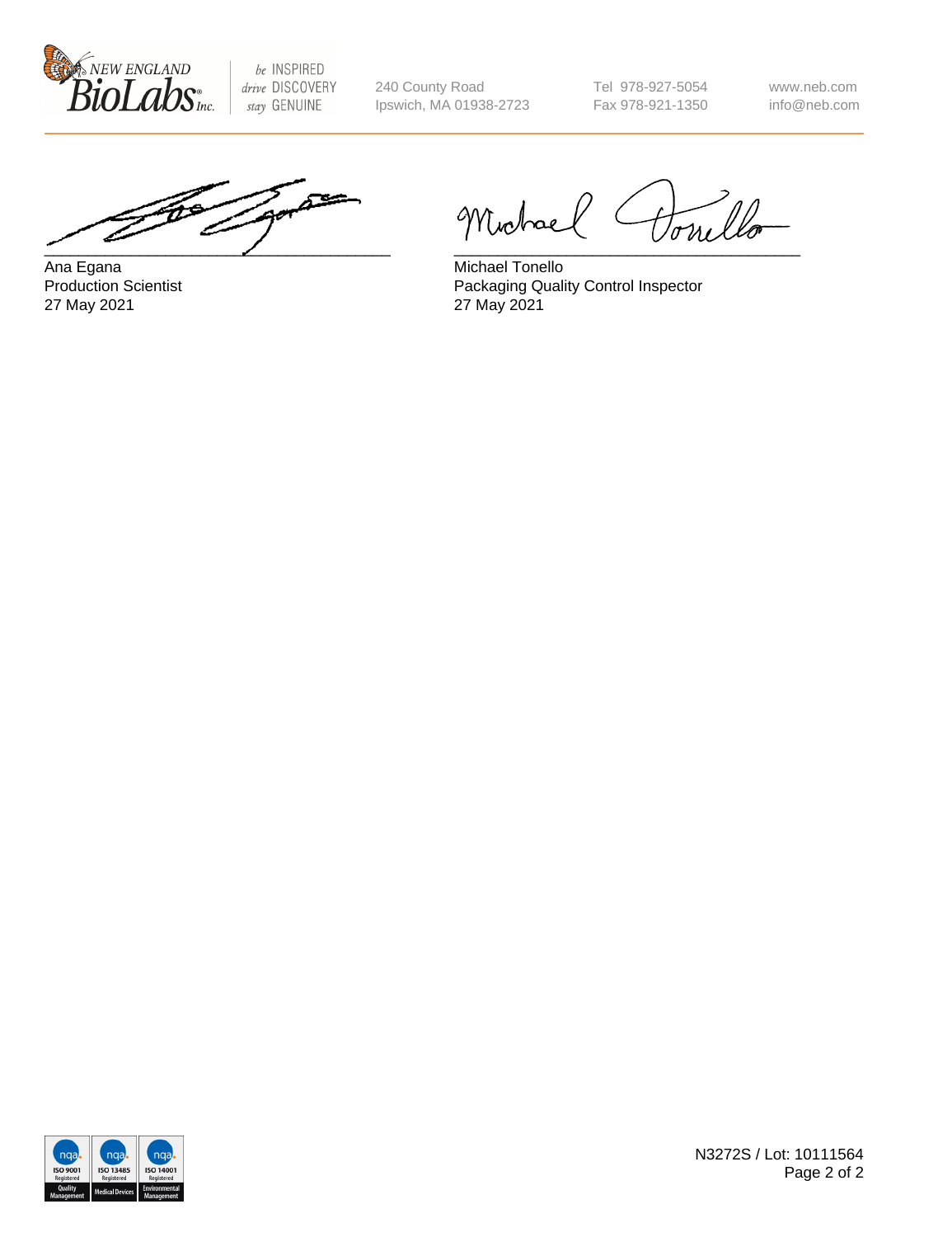Ana Egana
Production Scientist
27 May 2021

Michael Tonello
Packaging Quality Control Inspector
27 May 2021

N3272S / Lot: 10111564